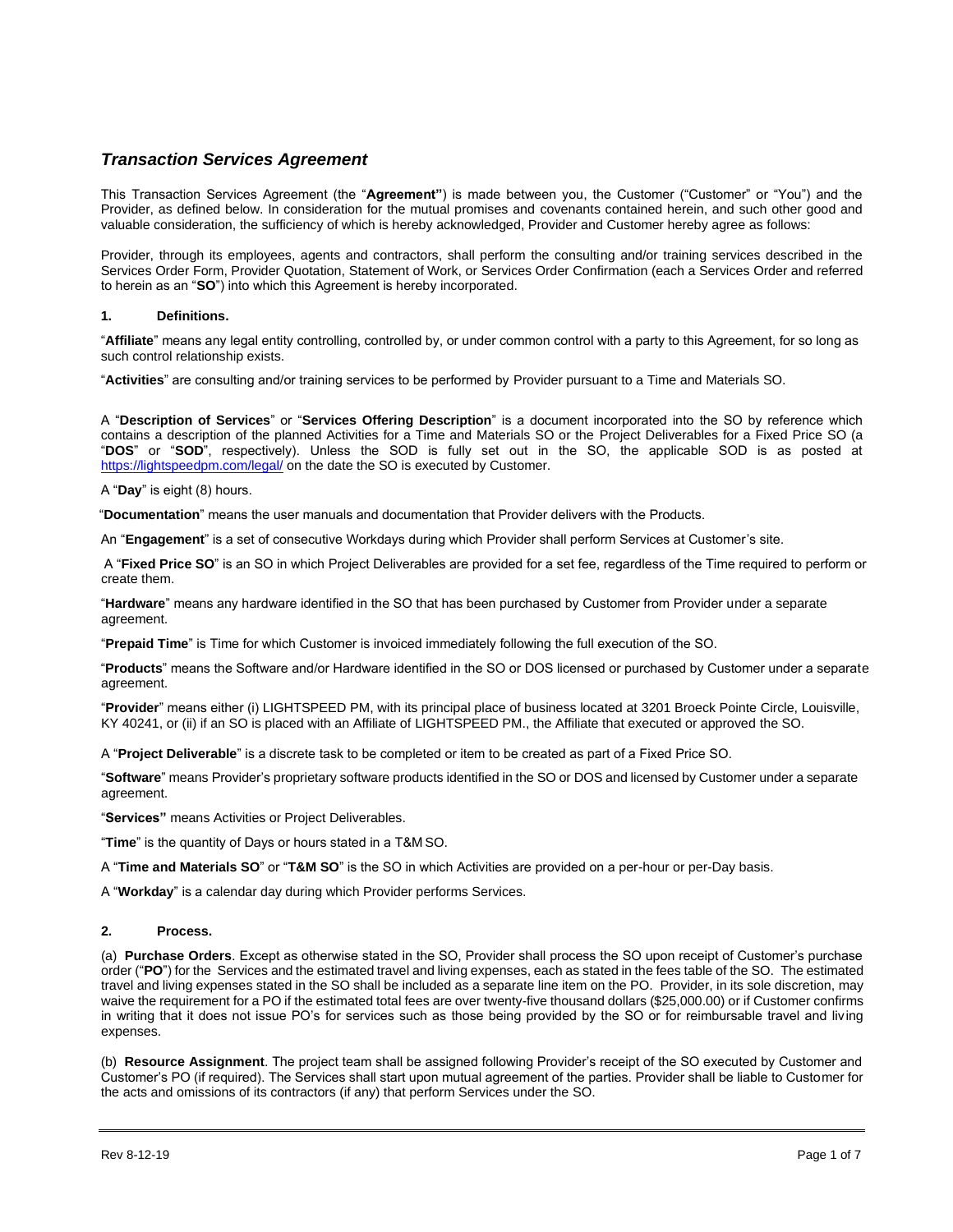## *Transaction Services Agreement*

This Transaction Services Agreement (the "**Agreement"**) is made between you, the Customer ("Customer" or "You") and the Provider, as defined below. In consideration for the mutual promises and covenants contained herein, and such other good and valuable consideration, the sufficiency of which is hereby acknowledged, Provider and Customer hereby agree as follows:

Provider, through its employees, agents and contractors, shall perform the consulting and/or training services described in the Services Order Form, Provider Quotation, Statement of Work, or Services Order Confirmation (each a Services Order and referred to herein as an "**SO**") into which this Agreement is hereby incorporated.

### 1. Definitions.

"**Affiliate**" means any legal entity controlling, controlled by, or under common control with a party to this Agreement, for so long as such control relationship exists.

"**Activities**" are consulting and/or training services to be performed by Provider pursuant to a Time and Materials SO.

A "**Description of Services**" or "**Services Offering Description**" is a document incorporated into the SO by reference which contains a description of the planned Activities for a Time and Materials SO or the Project Deliverables for a Fixed Price SO (a "**DOS**" or "**SOD**", respectively). Unless the SOD is fully set out in the SO, the applicable SOD is as posted at https://lightspeedpm.com/legal/ on the date the SO is executed by Customer.

A "**Day**" is eight (8) hours.

"**Documentation**" means the user manuals and documentation that Provider delivers with the Products.

An "**Engagement**" is a set of consecutive Workdays during which Provider shall perform Services at Customer's site.

A "**Fixed Price SO**" is an SO in which Project Deliverables are provided for a set fee, regardless of the Time required to perform or create them.

"**Hardware**" means any hardware identified in the SO that has been purchased by Customer from Provider under a separate agreement.

"**Prepaid Time**" is Time for which Customer is invoiced immediately following the full execution of the SO.

"**Products**" means the Software and/or Hardware identified in the SO or DOS licensed or purchased by Customer under a separate agreement.

"**Provider**" means either (i) LIGHTSPEED PM, with its principal place of business located at 3201 Broeck Pointe Circle, Louisville, KY 40241, or (ii) if an SO is placed with an Affiliate of LIGHTSPEED PM., the Affiliate that executed or approved the SO.

A "**Project Deliverable**" is a discrete task to be completed or item to be created as part of a Fixed Price SO.

"**Software**" means Provider's proprietary software products identified in the SO or DOS and licensed by Customer under a separate agreement.

"**Services"** means Activities or Project Deliverables.

"**Time**" is the quantity of Days or hours stated in a T&M SO.

A "**Time and Materials SO**" or "**T&M SO**" is the SO in which Activities are provided on a per-hour or per-Day basis.

A "**Workday**" is a calendar day during which Provider performs Services.

### 2. Process.

(a) **Purchase Orders**. Except as otherwise stated in the SO, Provider shall process the SO upon receipt of Customer's purchase order ("**PO**") for the Services and the estimated travel and living expenses, each as stated in the fees table of the SO. The estimated travel and living expenses stated in the SO shall be included as a separate line item on the PO. Provider, in its sole discretion, may waive the requirement for a PO if the estimated total fees are over twenty-five thousand dollars ($25,000.00) or if Customer confirms in writing that it does not issue PO's for services such as those being provided by the SO or for reimbursable travel and living expenses.

(b) **Resource Assignment**. The project team shall be assigned following Provider's receipt of the SO executed by Customer and Customer's PO (if required). The Services shall start upon mutual agreement of the parties. Provider shall be liable to Customer for the acts and omissions of its contractors (if any) that perform Services under the SO.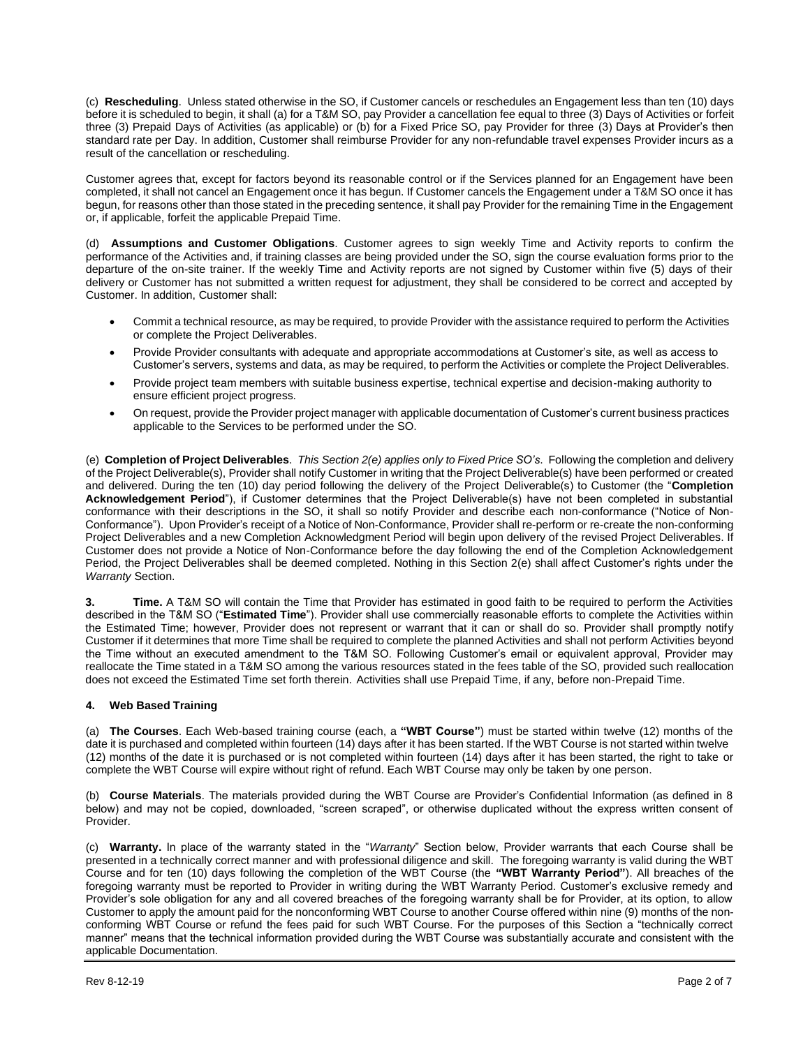(c) **Rescheduling**. Unless stated otherwise in the SO, if Customer cancels or reschedules an Engagement less than ten (10) days before it is scheduled to begin, it shall (a) for a T&M SO, pay Provider a cancellation fee equal to three (3) Days of Activities or forfeit three (3) Prepaid Days of Activities (as applicable) or (b) for a Fixed Price SO, pay Provider for three (3) Days at Provider's then standard rate per Day. In addition, Customer shall reimburse Provider for any non-refundable travel expenses Provider incurs as a result of the cancellation or rescheduling.

Customer agrees that, except for factors beyond its reasonable control or if the Services planned for an Engagement have been completed, it shall not cancel an Engagement once it has begun. If Customer cancels the Engagement under a T&M SO once it has begun, for reasons other than those stated in the preceding sentence, it shall pay Provider for the remaining Time in the Engagement or, if applicable, forfeit the applicable Prepaid Time.

(d) **Assumptions and Customer Obligations**. Customer agrees to sign weekly Time and Activity reports to confirm the performance of the Activities and, if training classes are being provided under the SO, sign the course evaluation forms prior to the departure of the on-site trainer. If the weekly Time and Activity reports are not signed by Customer within five (5) days of their delivery or Customer has not submitted a written request for adjustment, they shall be considered to be correct and accepted by Customer. In addition, Customer shall:

- Commit a technical resource, as may be required, to provide Provider with the assistance required to perform the Activities or complete the Project Deliverables.
- Provide Provider consultants with adequate and appropriate accommodations at Customer's site, as well as access to Customer's servers, systems and data, as may be required, to perform the Activities or complete the Project Deliverables.
- Provide project team members with suitable business expertise, technical expertise and decision-making authority to ensure efficient project progress.
- On request, provide the Provider project manager with applicable documentation of Customer's current business practices applicable to the Services to be performed under the SO.

(e) **Completion of Project Deliverables**. *This Section 2(e) applies only to Fixed Price SO's.* Following the completion and delivery of the Project Deliverable(s), Provider shall notify Customer in writing that the Project Deliverable(s) have been performed or created and delivered. During the ten (10) day period following the delivery of the Project Deliverable(s) to Customer (the "**Completion Acknowledgement Period**"), if Customer determines that the Project Deliverable(s) have not been completed in substantial conformance with their descriptions in the SO, it shall so notify Provider and describe each non-conformance ("Notice of Non-Conformance"). Upon Provider's receipt of a Notice of Non-Conformance, Provider shall re-perform or re-create the non-conforming Project Deliverables and a new Completion Acknowledgment Period will begin upon delivery of the revised Project Deliverables. If Customer does not provide a Notice of Non-Conformance before the day following the end of the Completion Acknowledgement Period, the Project Deliverables shall be deemed completed. Nothing in this Section 2(e) shall affect Customer's rights under the *Warranty* Section.

**3. Time.** A T&M SO will contain the Time that Provider has estimated in good faith to be required to perform the Activities described in the T&M SO ("**Estimated Time**"). Provider shall use commercially reasonable efforts to complete the Activities within the Estimated Time; however, Provider does not represent or warrant that it can or shall do so. Provider shall promptly notify Customer if it determines that more Time shall be required to complete the planned Activities and shall not perform Activities beyond the Time without an executed amendment to the T&M SO. Following Customer's email or equivalent approval, Provider may reallocate the Time stated in a T&M SO among the various resources stated in the fees table of the SO, provided such reallocation does not exceed the Estimated Time set forth therein. Activities shall use Prepaid Time, if any, before non-Prepaid Time.

**4. Web Based Training**

(a) **The Courses**. Each Web-based training course (each, a **"WBT Course"**) must be started within twelve (12) months of the date it is purchased and completed within fourteen (14) days after it has been started. If the WBT Course is not started within twelve (12) months of the date it is purchased or is not completed within fourteen (14) days after it has been started, the right to take or complete the WBT Course will expire without right of refund. Each WBT Course may only be taken by one person.

(b) **Course Materials**. The materials provided during the WBT Course are Provider's Confidential Information (as defined in 8 below) and may not be copied, downloaded, "screen scraped", or otherwise duplicated without the express written consent of Provider.

(c) **Warranty.** In place of the warranty stated in the "*Warranty*" Section below, Provider warrants that each Course shall be presented in a technically correct manner and with professional diligence and skill. The foregoing warranty is valid during the WBT Course and for ten (10) days following the completion of the WBT Course (the **"WBT Warranty Period"**). All breaches of the foregoing warranty must be reported to Provider in writing during the WBT Warranty Period. Customer's exclusive remedy and Provider's sole obligation for any and all covered breaches of the foregoing warranty shall be for Provider, at its option, to allow Customer to apply the amount paid for the nonconforming WBT Course to another Course offered within nine (9) months of the non-conforming WBT Course or refund the fees paid for such WBT Course. For the purposes of this Section a "technically correct manner" means that the technical information provided during the WBT Course was substantially accurate and consistent with the applicable Documentation.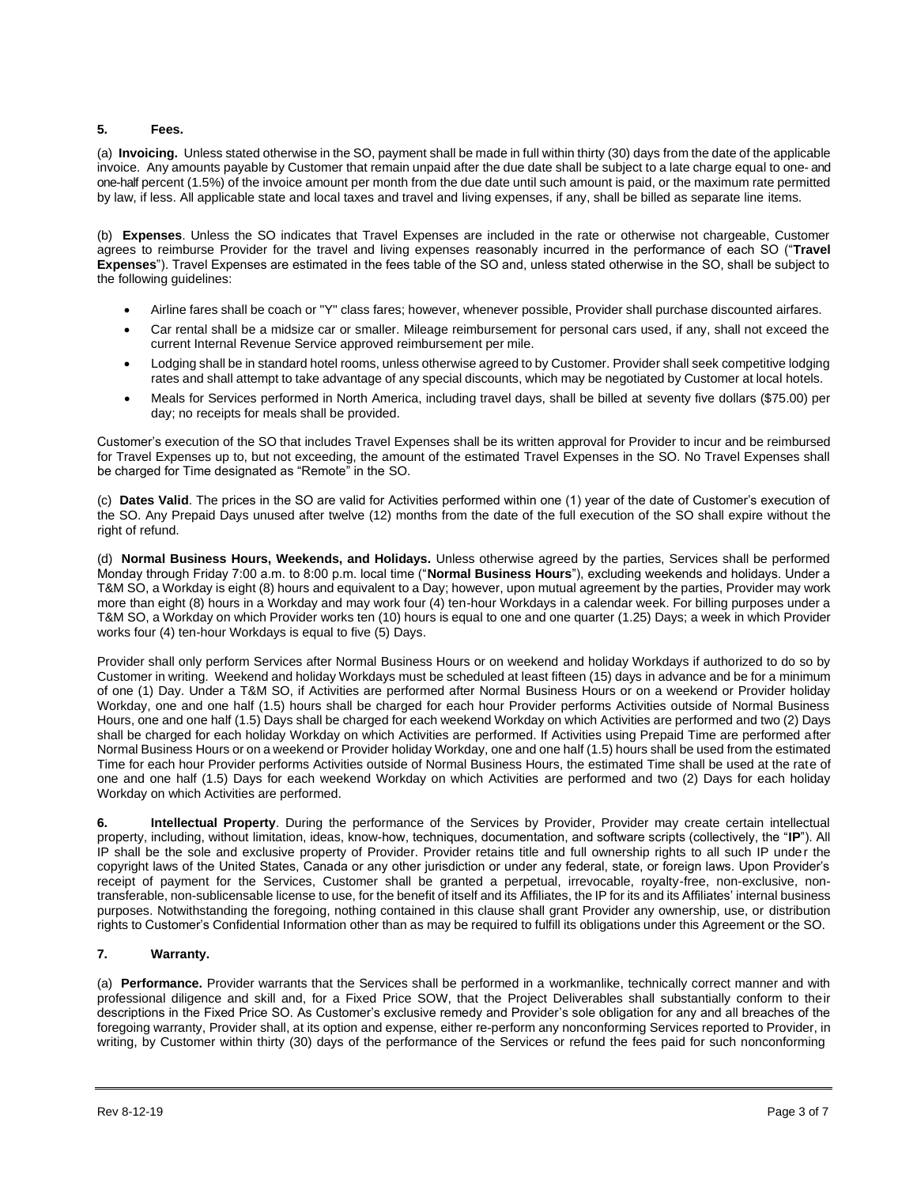**5. Fees.**

(a) **Invoicing.** Unless stated otherwise in the SO, payment shall be made in full within thirty (30) days from the date of the applicable invoice. Any amounts payable by Customer that remain unpaid after the due date shall be subject to a late charge equal to one- and one-half percent (1.5%) of the invoice amount per month from the due date until such amount is paid, or the maximum rate permitted by law, if less. All applicable state and local taxes and travel and living expenses, if any, shall be billed as separate line items.

(b) **Expenses**. Unless the SO indicates that Travel Expenses are included in the rate or otherwise not chargeable, Customer agrees to reimburse Provider for the travel and living expenses reasonably incurred in the performance of each SO ("**Travel Expenses**"). Travel Expenses are estimated in the fees table of the SO and, unless stated otherwise in the SO, shall be subject to the following guidelines:

- Airline fares shall be coach or "Y" class fares; however, whenever possible, Provider shall purchase discounted airfares.
- Car rental shall be a midsize car or smaller. Mileage reimbursement for personal cars used, if any, shall not exceed the current Internal Revenue Service approved reimbursement per mile.
- Lodging shall be in standard hotel rooms, unless otherwise agreed to by Customer. Provider shall seek competitive lodging rates and shall attempt to take advantage of any special discounts, which may be negotiated by Customer at local hotels.
- Meals for Services performed in North America, including travel days, shall be billed at seventy five dollars ($75.00) per day; no receipts for meals shall be provided.

Customer's execution of the SO that includes Travel Expenses shall be its written approval for Provider to incur and be reimbursed for Travel Expenses up to, but not exceeding, the amount of the estimated Travel Expenses in the SO. No Travel Expenses shall be charged for Time designated as "Remote" in the SO.

(c) **Dates Valid**. The prices in the SO are valid for Activities performed within one (1) year of the date of Customer's execution of the SO. Any Prepaid Days unused after twelve (12) months from the date of the full execution of the SO shall expire without the right of refund.

(d) **Normal Business Hours, Weekends, and Holidays.** Unless otherwise agreed by the parties, Services shall be performed Monday through Friday 7:00 a.m. to 8:00 p.m. local time ("**Normal Business Hours**"), excluding weekends and holidays. Under a T&M SO, a Workday is eight (8) hours and equivalent to a Day; however, upon mutual agreement by the parties, Provider may work more than eight (8) hours in a Workday and may work four (4) ten-hour Workdays in a calendar week. For billing purposes under a T&M SO, a Workday on which Provider works ten (10) hours is equal to one and one quarter (1.25) Days; a week in which Provider works four (4) ten-hour Workdays is equal to five (5) Days.

Provider shall only perform Services after Normal Business Hours or on weekend and holiday Workdays if authorized to do so by Customer in writing. Weekend and holiday Workdays must be scheduled at least fifteen (15) days in advance and be for a minimum of one (1) Day. Under a T&M SO, if Activities are performed after Normal Business Hours or on a weekend or Provider holiday Workday, one and one half (1.5) hours shall be charged for each hour Provider performs Activities outside of Normal Business Hours, one and one half (1.5) Days shall be charged for each weekend Workday on which Activities are performed and two (2) Days shall be charged for each holiday Workday on which Activities are performed. If Activities using Prepaid Time are performed after Normal Business Hours or on a weekend or Provider holiday Workday, one and one half (1.5) hours shall be used from the estimated Time for each hour Provider performs Activities outside of Normal Business Hours, the estimated Time shall be used at the rate of one and one half (1.5) Days for each weekend Workday on which Activities are performed and two (2) Days for each holiday Workday on which Activities are performed.

**6. Intellectual Property**. During the performance of the Services by Provider, Provider may create certain intellectual property, including, without limitation, ideas, know-how, techniques, documentation, and software scripts (collectively, the "**IP**"). All IP shall be the sole and exclusive property of Provider. Provider retains title and full ownership rights to all such IP under the copyright laws of the United States, Canada or any other jurisdiction or under any federal, state, or foreign laws. Upon Provider's receipt of payment for the Services, Customer shall be granted a perpetual, irrevocable, royalty-free, non-exclusive, non-transferable, non-sublicensable license to use, for the benefit of itself and its Affiliates, the IP for its and its Affiliates' internal business purposes. Notwithstanding the foregoing, nothing contained in this clause shall grant Provider any ownership, use, or distribution rights to Customer's Confidential Information other than as may be required to fulfill its obligations under this Agreement or the SO.

**7. Warranty.**

(a) **Performance.** Provider warrants that the Services shall be performed in a workmanlike, technically correct manner and with professional diligence and skill and, for a Fixed Price SOW, that the Project Deliverables shall substantially conform to their descriptions in the Fixed Price SO. As Customer's exclusive remedy and Provider's sole obligation for any and all breaches of the foregoing warranty, Provider shall, at its option and expense, either re-perform any nonconforming Services reported to Provider, in writing, by Customer within thirty (30) days of the performance of the Services or refund the fees paid for such nonconforming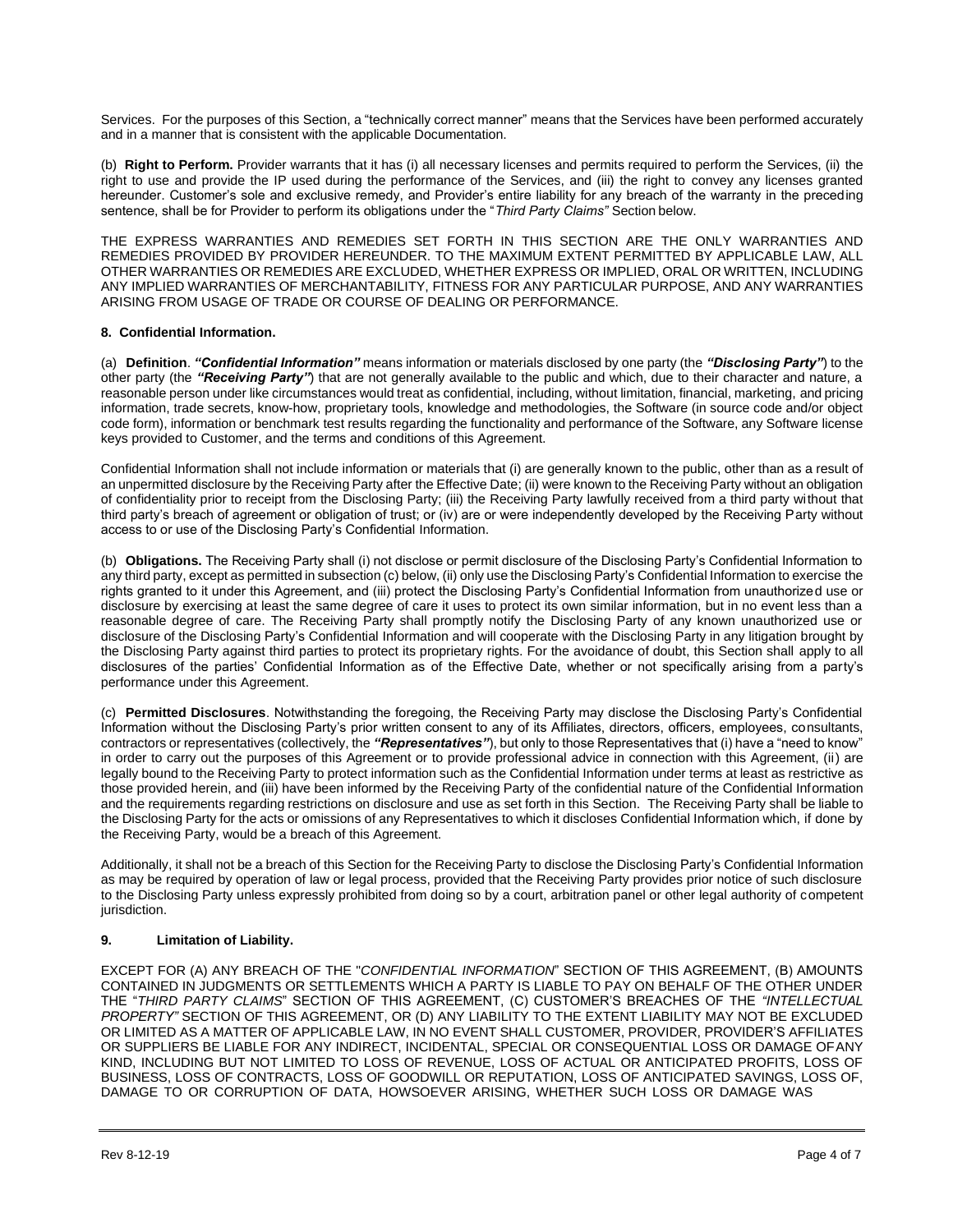Services. For the purposes of this Section, a "technically correct manner" means that the Services have been performed accurately and in a manner that is consistent with the applicable Documentation.

(b) **Right to Perform.** Provider warrants that it has (i) all necessary licenses and permits required to perform the Services, (ii) the right to use and provide the IP used during the performance of the Services, and (iii) the right to convey any licenses granted hereunder. Customer's sole and exclusive remedy, and Provider's entire liability for any breach of the warranty in the preceding sentence, shall be for Provider to perform its obligations under the "*Third Party Claims"* Section below.

THE EXPRESS WARRANTIES AND REMEDIES SET FORTH IN THIS SECTION ARE THE ONLY WARRANTIES AND REMEDIES PROVIDED BY PROVIDER HEREUNDER. TO THE MAXIMUM EXTENT PERMITTED BY APPLICABLE LAW, ALL OTHER WARRANTIES OR REMEDIES ARE EXCLUDED, WHETHER EXPRESS OR IMPLIED, ORAL OR WRITTEN, INCLUDING ANY IMPLIED WARRANTIES OF MERCHANTABILITY, FITNESS FOR ANY PARTICULAR PURPOSE, AND ANY WARRANTIES ARISING FROM USAGE OF TRADE OR COURSE OF DEALING OR PERFORMANCE.

**8. Confidential Information.**

(a) **Definition**. ***"Confidential Information"*** means information or materials disclosed by one party (the ***"Disclosing Party"***) to the other party (the ***"Receiving Party"***) that are not generally available to the public and which, due to their character and nature, a reasonable person under like circumstances would treat as confidential, including, without limitation, financial, marketing, and pricing information, trade secrets, know-how, proprietary tools, knowledge and methodologies, the Software (in source code and/or object code form), information or benchmark test results regarding the functionality and performance of the Software, any Software license keys provided to Customer, and the terms and conditions of this Agreement.

Confidential Information shall not include information or materials that (i) are generally known to the public, other than as a result of an unpermitted disclosure by the Receiving Party after the Effective Date; (ii) were known to the Receiving Party without an obligation of confidentiality prior to receipt from the Disclosing Party; (iii) the Receiving Party lawfully received from a third party without that third party's breach of agreement or obligation of trust; or (iv) are or were independently developed by the Receiving Party without access to or use of the Disclosing Party's Confidential Information.

(b) **Obligations.** The Receiving Party shall (i) not disclose or permit disclosure of the Disclosing Party's Confidential Information to any third party, except as permitted in subsection (c) below, (ii) only use the Disclosing Party's Confidential Information to exercise the rights granted to it under this Agreement, and (iii) protect the Disclosing Party's Confidential Information from unauthorized use or disclosure by exercising at least the same degree of care it uses to protect its own similar information, but in no event less than a reasonable degree of care. The Receiving Party shall promptly notify the Disclosing Party of any known unauthorized use or disclosure of the Disclosing Party's Confidential Information and will cooperate with the Disclosing Party in any litigation brought by the Disclosing Party against third parties to protect its proprietary rights. For the avoidance of doubt, this Section shall apply to all disclosures of the parties' Confidential Information as of the Effective Date, whether or not specifically arising from a party's performance under this Agreement.

(c) **Permitted Disclosures**. Notwithstanding the foregoing, the Receiving Party may disclose the Disclosing Party's Confidential Information without the Disclosing Party's prior written consent to any of its Affiliates, directors, officers, employees, consultants, contractors or representatives (collectively, the ***"Representatives"***), but only to those Representatives that (i) have a "need to know" in order to carry out the purposes of this Agreement or to provide professional advice in connection with this Agreement, (ii) are legally bound to the Receiving Party to protect information such as the Confidential Information under terms at least as restrictive as those provided herein, and (iii) have been informed by the Receiving Party of the confidential nature of the Confidential Information and the requirements regarding restrictions on disclosure and use as set forth in this Section. The Receiving Party shall be liable to the Disclosing Party for the acts or omissions of any Representatives to which it discloses Confidential Information which, if done by the Receiving Party, would be a breach of this Agreement.

Additionally, it shall not be a breach of this Section for the Receiving Party to disclose the Disclosing Party's Confidential Information as may be required by operation of law or legal process, provided that the Receiving Party provides prior notice of such disclosure to the Disclosing Party unless expressly prohibited from doing so by a court, arbitration panel or other legal authority of competent jurisdiction.

**9. Limitation of Liability.**

EXCEPT FOR (A) ANY BREACH OF THE "*CONFIDENTIAL INFORMATION*" SECTION OF THIS AGREEMENT, (B) AMOUNTS CONTAINED IN JUDGMENTS OR SETTLEMENTS WHICH A PARTY IS LIABLE TO PAY ON BEHALF OF THE OTHER UNDER THE "*THIRD PARTY CLAIMS*" SECTION OF THIS AGREEMENT, (C) CUSTOMER'S BREACHES OF THE *"INTELLECTUAL PROPERTY"* SECTION OF THIS AGREEMENT, OR (D) ANY LIABILITY TO THE EXTENT LIABILITY MAY NOT BE EXCLUDED OR LIMITED AS A MATTER OF APPLICABLE LAW, IN NO EVENT SHALL CUSTOMER, PROVIDER, PROVIDER'S AFFILIATES OR SUPPLIERS BE LIABLE FOR ANY INDIRECT, INCIDENTAL, SPECIAL OR CONSEQUENTIAL LOSS OR DAMAGE OF ANY KIND, INCLUDING BUT NOT LIMITED TO LOSS OF REVENUE, LOSS OF ACTUAL OR ANTICIPATED PROFITS, LOSS OF BUSINESS, LOSS OF CONTRACTS, LOSS OF GOODWILL OR REPUTATION, LOSS OF ANTICIPATED SAVINGS, LOSS OF, DAMAGE TO OR CORRUPTION OF DATA, HOWSOEVER ARISING, WHETHER SUCH LOSS OR DAMAGE WAS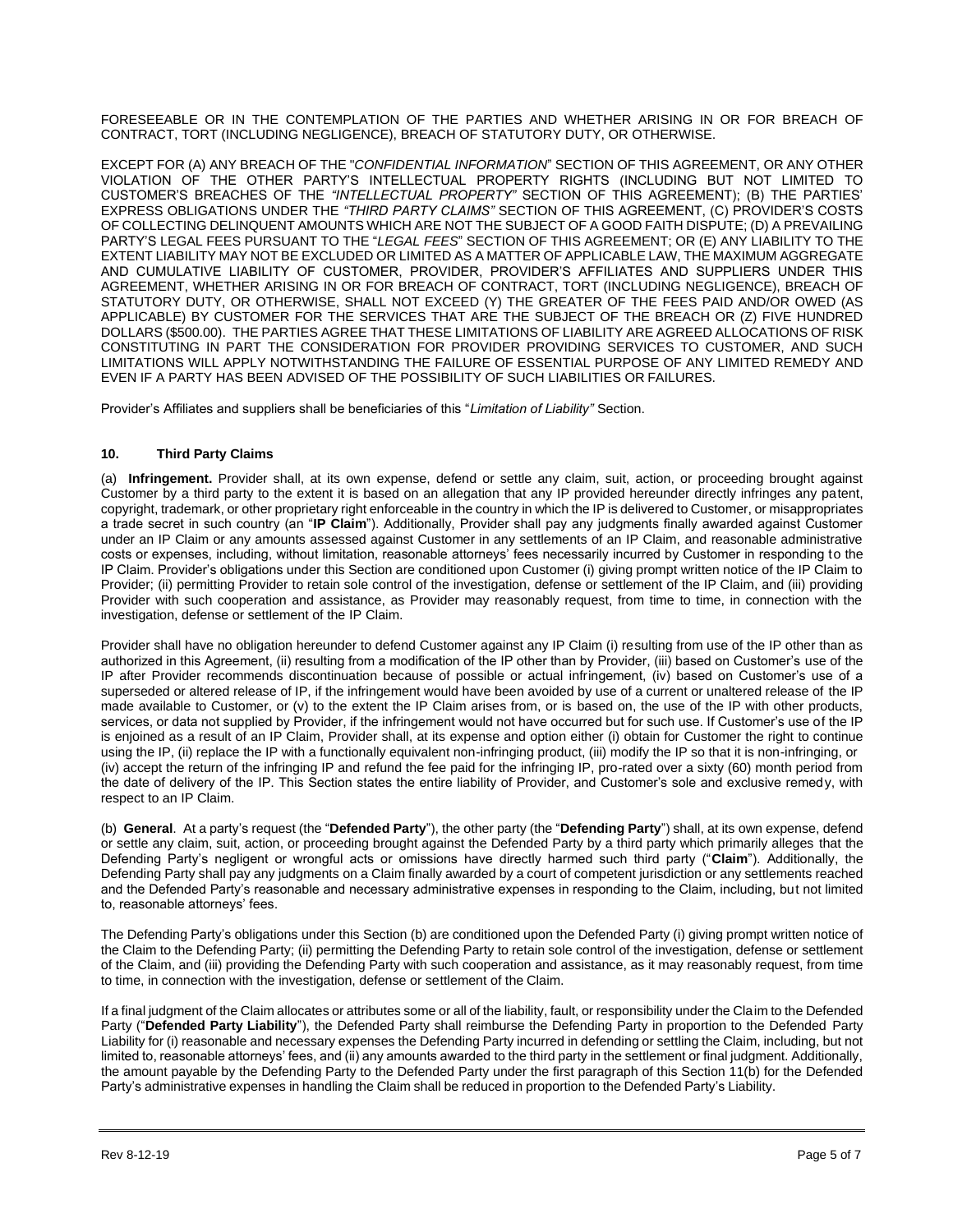FORESEEABLE OR IN THE CONTEMPLATION OF THE PARTIES AND WHETHER ARISING IN OR FOR BREACH OF CONTRACT, TORT (INCLUDING NEGLIGENCE), BREACH OF STATUTORY DUTY, OR OTHERWISE.

EXCEPT FOR (A) ANY BREACH OF THE "*CONFIDENTIAL INFORMATION*" SECTION OF THIS AGREEMENT, OR ANY OTHER VIOLATION OF THE OTHER PARTY'S INTELLECTUAL PROPERTY RIGHTS (INCLUDING BUT NOT LIMITED TO CUSTOMER'S BREACHES OF THE *"INTELLECTUAL PROPERTY"* SECTION OF THIS AGREEMENT); (B) THE PARTIES' EXPRESS OBLIGATIONS UNDER THE *"THIRD PARTY CLAIMS"* SECTION OF THIS AGREEMENT, (C) PROVIDER'S COSTS OF COLLECTING DELINQUENT AMOUNTS WHICH ARE NOT THE SUBJECT OF A GOOD FAITH DISPUTE; (D) A PREVAILING PARTY'S LEGAL FEES PURSUANT TO THE "*LEGAL FEES*" SECTION OF THIS AGREEMENT; OR (E) ANY LIABILITY TO THE EXTENT LIABILITY MAY NOT BE EXCLUDED OR LIMITED AS A MATTER OF APPLICABLE LAW, THE MAXIMUM AGGREGATE AND CUMULATIVE LIABILITY OF CUSTOMER, PROVIDER, PROVIDER'S AFFILIATES AND SUPPLIERS UNDER THIS AGREEMENT, WHETHER ARISING IN OR FOR BREACH OF CONTRACT, TORT (INCLUDING NEGLIGENCE), BREACH OF STATUTORY DUTY, OR OTHERWISE, SHALL NOT EXCEED (Y) THE GREATER OF THE FEES PAID AND/OR OWED (AS APPLICABLE) BY CUSTOMER FOR THE SERVICES THAT ARE THE SUBJECT OF THE BREACH OR (Z) FIVE HUNDRED DOLLARS ($500.00). THE PARTIES AGREE THAT THESE LIMITATIONS OF LIABILITY ARE AGREED ALLOCATIONS OF RISK CONSTITUTING IN PART THE CONSIDERATION FOR PROVIDER PROVIDING SERVICES TO CUSTOMER, AND SUCH LIMITATIONS WILL APPLY NOTWITHSTANDING THE FAILURE OF ESSENTIAL PURPOSE OF ANY LIMITED REMEDY AND EVEN IF A PARTY HAS BEEN ADVISED OF THE POSSIBILITY OF SUCH LIABILITIES OR FAILURES.

Provider's Affiliates and suppliers shall be beneficiaries of this "*Limitation of Liability"* Section.

### 10. Third Party Claims

(a) **Infringement.** Provider shall, at its own expense, defend or settle any claim, suit, action, or proceeding brought against Customer by a third party to the extent it is based on an allegation that any IP provided hereunder directly infringes any patent, copyright, trademark, or other proprietary right enforceable in the country in which the IP is delivered to Customer, or misappropriates a trade secret in such country (an "**IP Claim**"). Additionally, Provider shall pay any judgments finally awarded against Customer under an IP Claim or any amounts assessed against Customer in any settlements of an IP Claim, and reasonable administrative costs or expenses, including, without limitation, reasonable attorneys' fees necessarily incurred by Customer in responding to the IP Claim. Provider's obligations under this Section are conditioned upon Customer (i) giving prompt written notice of the IP Claim to Provider; (ii) permitting Provider to retain sole control of the investigation, defense or settlement of the IP Claim, and (iii) providing Provider with such cooperation and assistance, as Provider may reasonably request, from time to time, in connection with the investigation, defense or settlement of the IP Claim.

Provider shall have no obligation hereunder to defend Customer against any IP Claim (i) resulting from use of the IP other than as authorized in this Agreement, (ii) resulting from a modification of the IP other than by Provider, (iii) based on Customer's use of the IP after Provider recommends discontinuation because of possible or actual infringement, (iv) based on Customer's use of a superseded or altered release of IP, if the infringement would have been avoided by use of a current or unaltered release of the IP made available to Customer, or (v) to the extent the IP Claim arises from, or is based on, the use of the IP with other products, services, or data not supplied by Provider, if the infringement would not have occurred but for such use. If Customer's use of the IP is enjoined as a result of an IP Claim, Provider shall, at its expense and option either (i) obtain for Customer the right to continue using the IP, (ii) replace the IP with a functionally equivalent non-infringing product, (iii) modify the IP so that it is non-infringing, or (iv) accept the return of the infringing IP and refund the fee paid for the infringing IP, pro-rated over a sixty (60) month period from the date of delivery of the IP. This Section states the entire liability of Provider, and Customer's sole and exclusive remedy, with respect to an IP Claim.

(b) **General**. At a party's request (the "**Defended Party**"), the other party (the "**Defending Party**") shall, at its own expense, defend or settle any claim, suit, action, or proceeding brought against the Defended Party by a third party which primarily alleges that the Defending Party's negligent or wrongful acts or omissions have directly harmed such third party ("**Claim**"). Additionally, the Defending Party shall pay any judgments on a Claim finally awarded by a court of competent jurisdiction or any settlements reached and the Defended Party's reasonable and necessary administrative expenses in responding to the Claim, including, but not limited to, reasonable attorneys' fees.

The Defending Party's obligations under this Section (b) are conditioned upon the Defended Party (i) giving prompt written notice of the Claim to the Defending Party; (ii) permitting the Defending Party to retain sole control of the investigation, defense or settlement of the Claim, and (iii) providing the Defending Party with such cooperation and assistance, as it may reasonably request, from time to time, in connection with the investigation, defense or settlement of the Claim.

If a final judgment of the Claim allocates or attributes some or all of the liability, fault, or responsibility under the Claim to the Defended Party ("**Defended Party Liability**"), the Defended Party shall reimburse the Defending Party in proportion to the Defended Party Liability for (i) reasonable and necessary expenses the Defending Party incurred in defending or settling the Claim, including, but not limited to, reasonable attorneys' fees, and (ii) any amounts awarded to the third party in the settlement or final judgment. Additionally, the amount payable by the Defending Party to the Defended Party under the first paragraph of this Section 11(b) for the Defended Party's administrative expenses in handling the Claim shall be reduced in proportion to the Defended Party's Liability.

Rev 8-12-19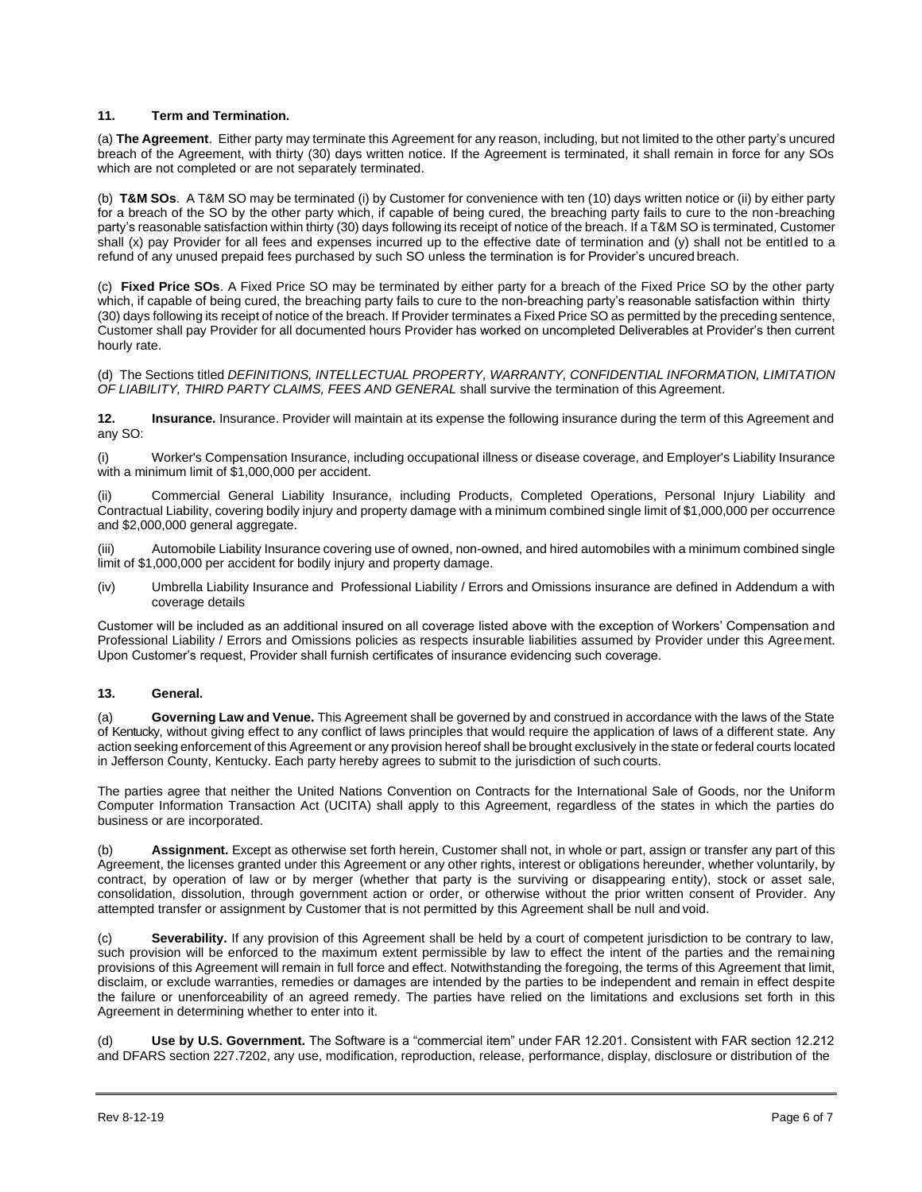**11. Term and Termination.**

(a) **The Agreement**. Either party may terminate this Agreement for any reason, including, but not limited to the other party's uncured breach of the Agreement, with thirty (30) days written notice. If the Agreement is terminated, it shall remain in force for any SOs which are not completed or are not separately terminated.

(b) **T&M SOs**. A T&M SO may be terminated (i) by Customer for convenience with ten (10) days written notice or (ii) by either party for a breach of the SO by the other party which, if capable of being cured, the breaching party fails to cure to the non-breaching party's reasonable satisfaction within thirty (30) days following its receipt of notice of the breach. If a T&M SO is terminated, Customer shall (x) pay Provider for all fees and expenses incurred up to the effective date of termination and (y) shall not be entitled to a refund of any unused prepaid fees purchased by such SO unless the termination is for Provider's uncured breach.

(c) **Fixed Price SOs**. A Fixed Price SO may be terminated by either party for a breach of the Fixed Price SO by the other party which, if capable of being cured, the breaching party fails to cure to the non-breaching party's reasonable satisfaction within thirty (30) days following its receipt of notice of the breach. If Provider terminates a Fixed Price SO as permitted by the preceding sentence, Customer shall pay Provider for all documented hours Provider has worked on uncompleted Deliverables at Provider's then current hourly rate.

(d) The Sections titled *DEFINITIONS, INTELLECTUAL PROPERTY, WARRANTY, CONFIDENTIAL INFORMATION, LIMITATION OF LIABILITY, THIRD PARTY CLAIMS, FEES AND GENERAL* shall survive the termination of this Agreement.

**12. Insurance.** Insurance. Provider will maintain at its expense the following insurance during the term of this Agreement and any SO:

(i) Worker's Compensation Insurance, including occupational illness or disease coverage, and Employer's Liability Insurance with a minimum limit of $1,000,000 per accident.

(ii) Commercial General Liability Insurance, including Products, Completed Operations, Personal Injury Liability and Contractual Liability, covering bodily injury and property damage with a minimum combined single limit of $1,000,000 per occurrence and $2,000,000 general aggregate.

(iii) Automobile Liability Insurance covering use of owned, non-owned, and hired automobiles with a minimum combined single limit of $1,000,000 per accident for bodily injury and property damage.

(iv) Umbrella Liability Insurance and Professional Liability / Errors and Omissions insurance are defined in Addendum a with coverage details

Customer will be included as an additional insured on all coverage listed above with the exception of Workers' Compensation and Professional Liability / Errors and Omissions policies as respects insurable liabilities assumed by Provider under this Agreement. Upon Customer's request, Provider shall furnish certificates of insurance evidencing such coverage.

**13. General.**

(a) **Governing Law and Venue.** This Agreement shall be governed by and construed in accordance with the laws of the State of Kentucky, without giving effect to any conflict of laws principles that would require the application of laws of a different state. Any action seeking enforcement of this Agreement or any provision hereof shall be brought exclusively in the state or federal courts located in Jefferson County, Kentucky. Each party hereby agrees to submit to the jurisdiction of such courts.

The parties agree that neither the United Nations Convention on Contracts for the International Sale of Goods, nor the Uniform Computer Information Transaction Act (UCITA) shall apply to this Agreement, regardless of the states in which the parties do business or are incorporated.

(b) **Assignment.** Except as otherwise set forth herein, Customer shall not, in whole or part, assign or transfer any part of this Agreement, the licenses granted under this Agreement or any other rights, interest or obligations hereunder, whether voluntarily, by contract, by operation of law or by merger (whether that party is the surviving or disappearing entity), stock or asset sale, consolidation, dissolution, through government action or order, or otherwise without the prior written consent of Provider. Any attempted transfer or assignment by Customer that is not permitted by this Agreement shall be null and void.

(c) **Severability.** If any provision of this Agreement shall be held by a court of competent jurisdiction to be contrary to law, such provision will be enforced to the maximum extent permissible by law to effect the intent of the parties and the remaining provisions of this Agreement will remain in full force and effect. Notwithstanding the foregoing, the terms of this Agreement that limit, disclaim, or exclude warranties, remedies or damages are intended by the parties to be independent and remain in effect despite the failure or unenforceability of an agreed remedy. The parties have relied on the limitations and exclusions set forth in this Agreement in determining whether to enter into it.

(d) **Use by U.S. Government.** The Software is a "commercial item" under FAR 12.201. Consistent with FAR section 12.212 and DFARS section 227.7202, any use, modification, reproduction, release, performance, display, disclosure or distribution of the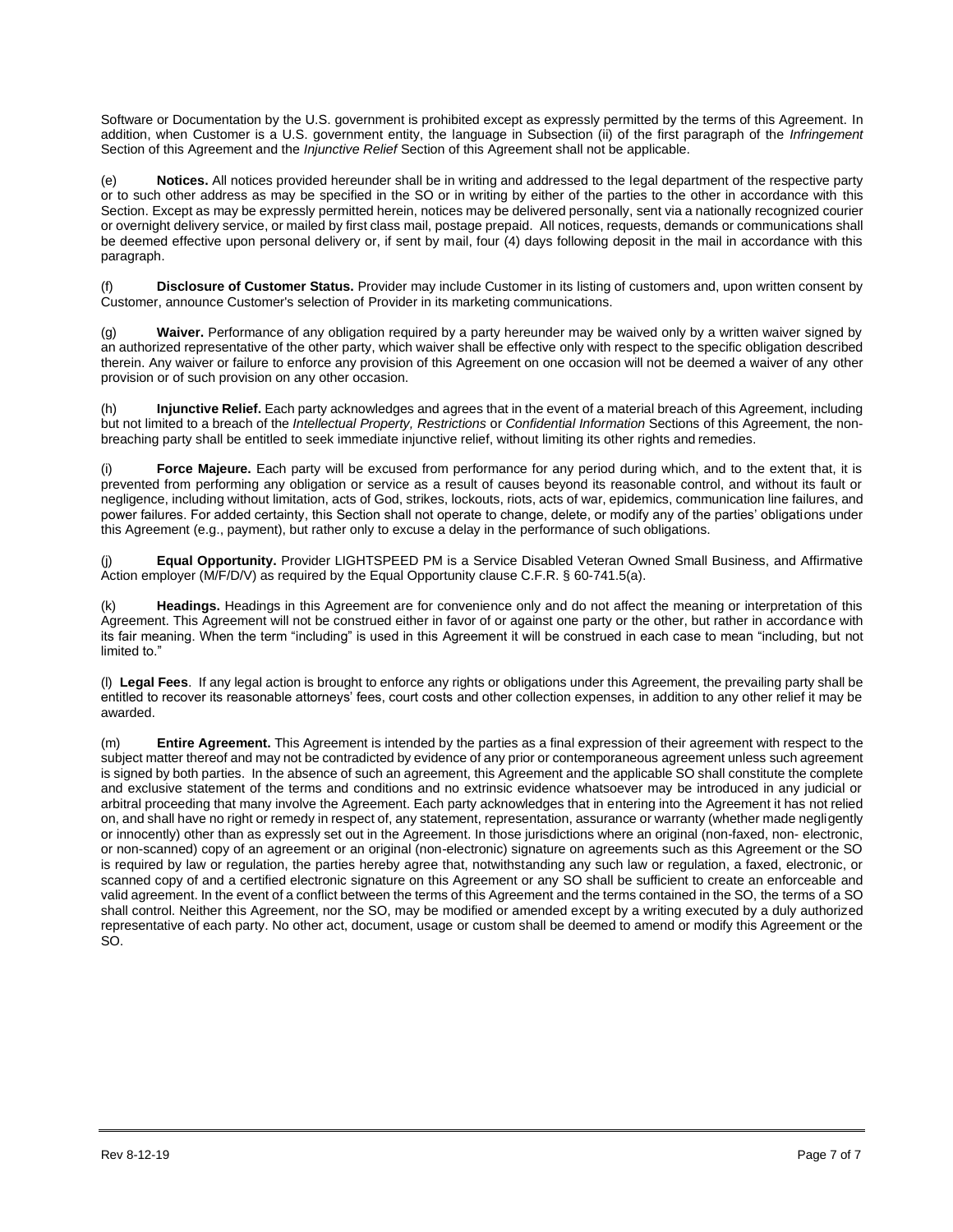Software or Documentation by the U.S. government is prohibited except as expressly permitted by the terms of this Agreement. In addition, when Customer is a U.S. government entity, the language in Subsection (ii) of the first paragraph of the *Infringement* Section of this Agreement and the *Injunctive Relief* Section of this Agreement shall not be applicable.

(e) **Notices.** All notices provided hereunder shall be in writing and addressed to the legal department of the respective party or to such other address as may be specified in the SO or in writing by either of the parties to the other in accordance with this Section. Except as may be expressly permitted herein, notices may be delivered personally, sent via a nationally recognized courier or overnight delivery service, or mailed by first class mail, postage prepaid. All notices, requests, demands or communications shall be deemed effective upon personal delivery or, if sent by mail, four (4) days following deposit in the mail in accordance with this paragraph.

(f) **Disclosure of Customer Status.** Provider may include Customer in its listing of customers and, upon written consent by Customer, announce Customer's selection of Provider in its marketing communications.

(g) **Waiver.** Performance of any obligation required by a party hereunder may be waived only by a written waiver signed by an authorized representative of the other party, which waiver shall be effective only with respect to the specific obligation described therein. Any waiver or failure to enforce any provision of this Agreement on one occasion will not be deemed a waiver of any other provision or of such provision on any other occasion.

(h) **Injunctive Relief.** Each party acknowledges and agrees that in the event of a material breach of this Agreement, including but not limited to a breach of the *Intellectual Property, Restrictions* or *Confidential Information* Sections of this Agreement, the non-breaching party shall be entitled to seek immediate injunctive relief, without limiting its other rights and remedies.

(i) **Force Majeure.** Each party will be excused from performance for any period during which, and to the extent that, it is prevented from performing any obligation or service as a result of causes beyond its reasonable control, and without its fault or negligence, including without limitation, acts of God, strikes, lockouts, riots, acts of war, epidemics, communication line failures, and power failures. For added certainty, this Section shall not operate to change, delete, or modify any of the parties' obligations under this Agreement (e.g., payment), but rather only to excuse a delay in the performance of such obligations.

(j) **Equal Opportunity.** Provider LIGHTSPEED PM is a Service Disabled Veteran Owned Small Business, and Affirmative Action employer (M/F/D/V) as required by the Equal Opportunity clause C.F.R. § 60-741.5(a).

(k) **Headings.** Headings in this Agreement are for convenience only and do not affect the meaning or interpretation of this Agreement. This Agreement will not be construed either in favor of or against one party or the other, but rather in accordance with its fair meaning. When the term "including" is used in this Agreement it will be construed in each case to mean "including, but not limited to."

(l) **Legal Fees**. If any legal action is brought to enforce any rights or obligations under this Agreement, the prevailing party shall be entitled to recover its reasonable attorneys' fees, court costs and other collection expenses, in addition to any other relief it may be awarded.

(m) **Entire Agreement.** This Agreement is intended by the parties as a final expression of their agreement with respect to the subject matter thereof and may not be contradicted by evidence of any prior or contemporaneous agreement unless such agreement is signed by both parties. In the absence of such an agreement, this Agreement and the applicable SO shall constitute the complete and exclusive statement of the terms and conditions and no extrinsic evidence whatsoever may be introduced in any judicial or arbitral proceeding that many involve the Agreement. Each party acknowledges that in entering into the Agreement it has not relied on, and shall have no right or remedy in respect of, any statement, representation, assurance or warranty (whether made negligently or innocently) other than as expressly set out in the Agreement. In those jurisdictions where an original (non-faxed, non- electronic, or non-scanned) copy of an agreement or an original (non-electronic) signature on agreements such as this Agreement or the SO is required by law or regulation, the parties hereby agree that, notwithstanding any such law or regulation, a faxed, electronic, or scanned copy of and a certified electronic signature on this Agreement or any SO shall be sufficient to create an enforceable and valid agreement. In the event of a conflict between the terms of this Agreement and the terms contained in the SO, the terms of a SO shall control. Neither this Agreement, nor the SO, may be modified or amended except by a writing executed by a duly authorized representative of each party. No other act, document, usage or custom shall be deemed to amend or modify this Agreement or the SO.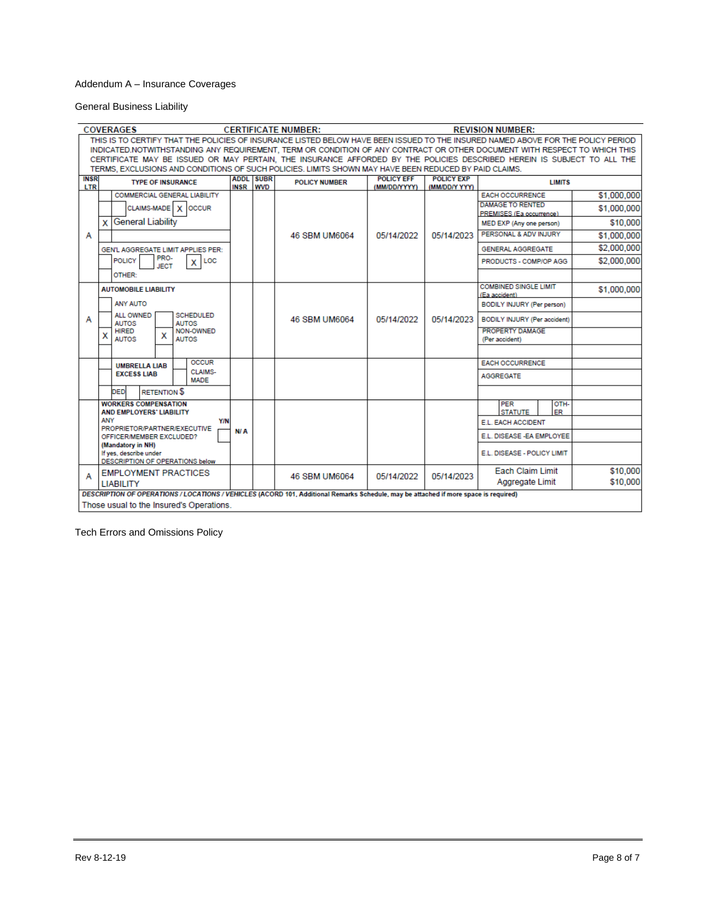Addendum A – Insurance Coverages

General Business Liability

**COVERAGES** **CERTIFICATE NUMBER:** **REVISION NUMBER:**

THIS IS TO CERTIFY THAT THE POLICIES OF INSURANCE LISTED BELOW HAVE BEEN ISSUED TO THE INSURED NAMED ABOVE FOR THE POLICY PERIOD INDICATED.NOTWITHSTANDING ANY REQUIREMENT, TERM OR CONDITION OF ANY CONTRACT OR OTHER DOCUMENT WITH RESPECT TO WHICH THIS CERTIFICATE MAY BE ISSUED OR MAY PERTAIN, THE INSURANCE AFFORDED BY THE POLICIES DESCRIBED HEREIN IS SUBJECT TO ALL THE TERMS, EXCLUSIONS AND CONDITIONS OF SUCH POLICIES. LIMITS SHOWN MAY HAVE BEEN REDUCED BY PAID CLAIMS.

| INSR LTR | TYPE OF INSURANCE | ADDL INSR | SUBR WVD | POLICY NUMBER | POLICY EFF (MM/DD/YYYY) | POLICY EXP (MM/DD/YYYY) | LIMITS | |
|---|---|---|---|---|---|---|---|---|
| A | COMMERCIAL GENERAL LIABILITY; CLAIMS-MADE / X OCCUR; X General Liability; GEN'L AGGREGATE LIMIT APPLIES PER: POLICY / PRO-JECT / X LOC; OTHER: | | | 46 SBM UM6064 | 05/14/2022 | 05/14/2023 | EACH OCCURRENCE | $1,000,000 |
| | | | | | | | DAMAGE TO RENTED PREMISES (Ea occurrence) | $1,000,000 |
| | | | | | | | MED EXP (Any one person) | $10,000 |
| | | | | | | | PERSONAL & ADV INJURY | $1,000,000 |
| | | | | | | | GENERAL AGGREGATE | $2,000,000 |
| | | | | | | | PRODUCTS - COMP/OP AGG | $2,000,000 |
| A | AUTOMOBILE LIABILITY; ANY AUTO; ALL OWNED AUTOS / SCHEDULED AUTOS; X HIRED AUTOS / X NON-OWNED AUTOS | | | 46 SBM UM6064 | 05/14/2022 | 05/14/2023 | COMBINED SINGLE LIMIT (Ea accident) | $1,000,000 |
| | | | | | | | BODILY INJURY (Per person) | |
| | | | | | | | BODILY INJURY (Per accident) | |
| | | | | | | | PROPERTY DAMAGE (Per accident) | |
| | UMBRELLA LIAB / EXCESS LIAB; OCCUR / CLAIMS-MADE; DED / RETENTION $ | | | | | | EACH OCCURRENCE | |
| | | | | | | | AGGREGATE | |
| | WORKERS COMPENSATION AND EMPLOYERS' LIABILITY; ANY PROPRIETOR/PARTNER/EXECUTIVE OFFICER/MEMBER EXCLUDED? (Mandatory in NH) Y/N; If yes, describe under DESCRIPTION OF OPERATIONS below | N/A | | | | | PER STATUTE / OTH-ER | |
| | | | | | | | E.L. EACH ACCIDENT | |
| | | | | | | | E.L. DISEASE -EA EMPLOYEE | |
| | | | | | | | E.L. DISEASE - POLICY LIMIT | |
| A | EMPLOYMENT PRACTICES LIABILITY | | | 46 SBM UM6064 | 05/14/2022 | 05/14/2023 | Each Claim Limit | $10,000 |
| | | | | | | | Aggregate Limit | $10,000 |

***DESCRIPTION OF OPERATIONS / LOCATIONS / VEHICLES (ACORD 101, Additional Remarks Schedule, may be attached if more space is required)***

Those usual to the Insured's Operations.

Tech Errors and Omissions Policy

Rev 8-12-19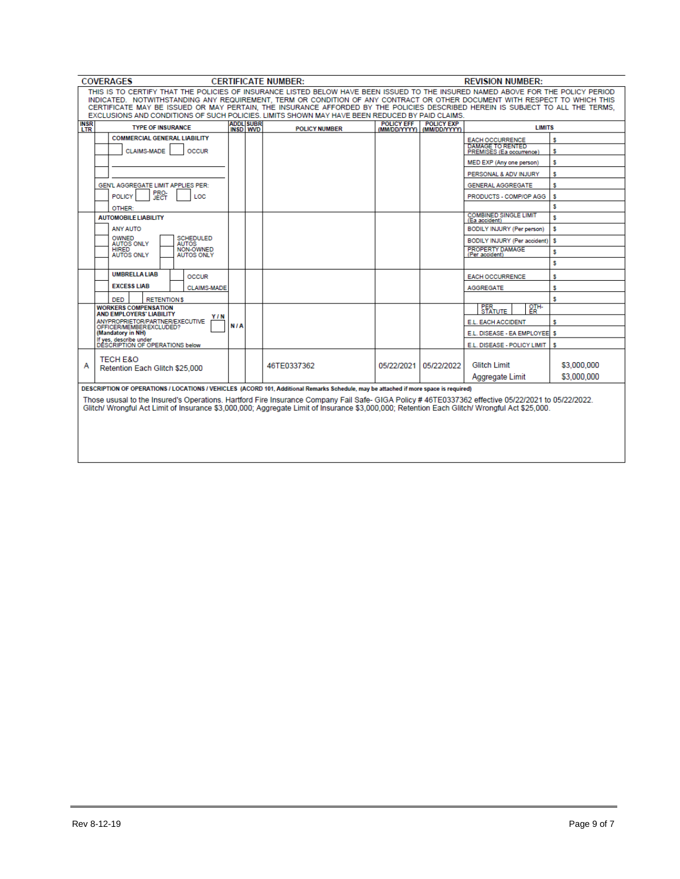**COVERAGES** | **CERTIFICATE NUMBER:** | **REVISION NUMBER:**

THIS IS TO CERTIFY THAT THE POLICIES OF INSURANCE LISTED BELOW HAVE BEEN ISSUED TO THE INSURED NAMED ABOVE FOR THE POLICY PERIOD INDICATED. NOTWITHSTANDING ANY REQUIREMENT, TERM OR CONDITION OF ANY CONTRACT OR OTHER DOCUMENT WITH RESPECT TO WHICH THIS CERTIFICATE MAY BE ISSUED OR MAY PERTAIN, THE INSURANCE AFFORDED BY THE POLICIES DESCRIBED HEREIN IS SUBJECT TO ALL THE TERMS, EXCLUSIONS AND CONDITIONS OF SUCH POLICIES. LIMITS SHOWN MAY HAVE BEEN REDUCED BY PAID CLAIMS.

| INSR LTR | TYPE OF INSURANCE | ADDL INSD | SUBR WVD | POLICY NUMBER | POLICY EFF (MM/DD/YYYY) | POLICY EXP (MM/DD/YYYY) | LIMITS | |
|---|---|---|---|---|---|---|---|---|
| | COMMERCIAL GENERAL LIABILITY<br>CLAIMS-MADE / OCCUR<br>GEN'L AGGREGATE LIMIT APPLIES PER: POLICY / PRO-JECT / LOC<br>OTHER: | | | | | | EACH OCCURRENCE | $ |
| | | | | | | | DAMAGE TO RENTED PREMISES (Ea occurrence) | $ |
| | | | | | | | MED EXP (Any one person) | $ |
| | | | | | | | PERSONAL & ADV INJURY | $ |
| | | | | | | | GENERAL AGGREGATE | $ |
| | | | | | | | PRODUCTS - COMP/OP AGG | $ |
| | | | | | | | | $ |
| | AUTOMOBILE LIABILITY<br>ANY AUTO<br>OWNED AUTOS ONLY / SCHEDULED AUTOS<br>HIRED AUTOS ONLY / NON-OWNED AUTOS ONLY | | | | | | COMBINED SINGLE LIMIT (Ea accident) | $ |
| | | | | | | | BODILY INJURY (Per person) | $ |
| | | | | | | | BODILY INJURY (Per accident) | $ |
| | | | | | | | PROPERTY DAMAGE (Per accident) | $ |
| | | | | | | | | $ |
| | UMBRELLA LIAB / OCCUR<br>EXCESS LIAB / CLAIMS-MADE<br>DED / RETENTION $ | | | | | | EACH OCCURRENCE | $ |
| | | | | | | | AGGREGATE | $ |
| | | | | | | | | $ |
| | WORKERS COMPENSATION AND EMPLOYERS' LIABILITY Y / N<br>ANYPROPRIETOR/PARTNER/EXECUTIVE OFFICER/MEMBER EXCLUDED? (Mandatory in NH)<br>If yes, describe under DESCRIPTION OF OPERATIONS below | N / A | | | | | PER STATUTE / OTH-ER | |
| | | | | | | | E.L. EACH ACCIDENT | $ |
| | | | | | | | E.L. DISEASE - EA EMPLOYEE | $ |
| | | | | | | | E.L. DISEASE - POLICY LIMIT | $ |
| A | TECH E&O<br>Retention Each Glitch $25,000 | | | 46TE0337362 | 05/22/2021 | 05/22/2022 | Glitch Limit | $3,000,000 |
| | | | | | | | Aggregate Limit | $3,000,000 |

**DESCRIPTION OF OPERATIONS / LOCATIONS / VEHICLES (ACORD 101, Additional Remarks Schedule, may be attached if more space is required)**

Those ususal to the Insured's Operations. Hartford Fire Insurance Company Fail Safe- GIGA Policy # 46TE0337362 effective 05/22/2021 to 05/22/2022. Glitch/ Wrongful Act Limit of Insurance $3,000,000; Aggregate Limit of Insurance $3,000,000; Retention Each Glitch/ Wrongful Act $25,000.